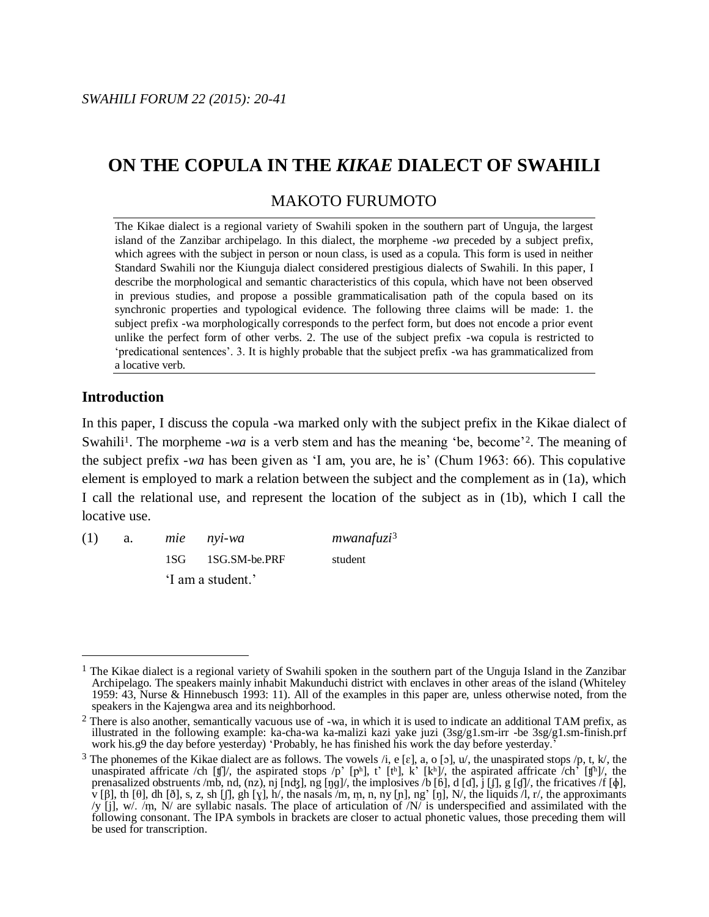# ON THE COPULA IN THE *KIKAE* DIALECT OF SWAHILI

MAKOTO FURUMOTO

The Kikae dialect is a regional variety of Swahili spoken in the southern part of Unguja, the largest island of the Zanzibar archipelago. In this dialect, the morpheme *-wa* preceded by a subject prefix, which agrees with the subject in person or noun class, is used as a copula. This form is used in neither Standard Swahili nor the Kiunguja dialect considered prestigious dialects of Swahili. In this paper, I describe the morphological and semantic characteristics of this copula, which have not been observed in previous studies, and propose a possible grammaticalisation path of the copula based on its synchronic properties and typological evidence. The following three claims will be made: 1. the subject prefix -wa morphologically corresponds to the perfect form, but does not encode a prior event unlike the perfect form of other verbs. 2. The use of the subject prefix -wa copula is restricted to 'predicational sentences'. 3. It is highly probable that the subject prefix -wa has grammaticalized from a locative verb.

## Introduction

In this paper, I discuss the copula -wa marked only with the subject prefix in the Kikae dialect of Swahili[1]. The morpheme *-wa* is a verb stem and has the meaning 'be, become'[2]. The meaning of the subject prefix *-wa* has been given as 'I am, you are, he is' (Chum 1963: 66). This copulative element is employed to mark a relation between the subject and the complement as in (1a), which I call the relational use, and represent the location of the subject as in (1b), which I call the locative use.

(1) a. *mie* *nyi-wa* *mwanafuzi*[3]
  1SG 1SG.SM-be.PRF student
  'I am a student.'

---

[1] The Kikae dialect is a regional variety of Swahili spoken in the southern part of the Unguja Island in the Zanzibar Archipelago. The speakers mainly inhabit Makunduchi district with enclaves in other areas of the island (Whiteley 1959: 43, Nurse & Hinnebusch 1993: 11). All of the examples in this paper are, unless otherwise noted, from the speakers in the Kajengwa area and its neighborhood.

[2] There is also another, semantically vacuous use of -wa, in which it is used to indicate an additional TAM prefix, as illustrated in the following example: ka-cha-wa ka-malizi kazi yake juzi (3sg/g1.sm-irr -be 3sg/g1.sm-finish.prf work his.g9 the day before yesterday) 'Probably, he has finished his work the day before yesterday.'

[3] The phonemes of the Kikae dialect are as follows. The vowels /i, e [ɛ], a, o [ɔ], u/, the unaspirated stops /p, t, k/, the unaspirated affricate /ch [ʧ]/, the aspirated stops /p' [pʰ], t' [tʰ], k' [kʰ]/, the aspirated affricate /ch' [ʧʰ]/, the prenasalized obstruents /mb, nd, (nz), nj [ndʒ], ng [ŋg]/, the implosives /b [ɓ], d [ɗ], j [ʄ], g [ɠ]/, the fricatives /f [ɸ], v [β], th [θ], dh [ð], s, z, sh [ʃ], gh [ɣ], h/, the nasals /m, m̩, n, ny [ɲ], ng' [ŋ], N/, the liquids /l, r/, the approximants /y [j], w/. /m̩, N/ are syllabic nasals. The place of articulation of /N/ is underspecified and assimilated with the following consonant. The IPA symbols in brackets are closer to actual phonetic values, those preceding them will be used for transcription.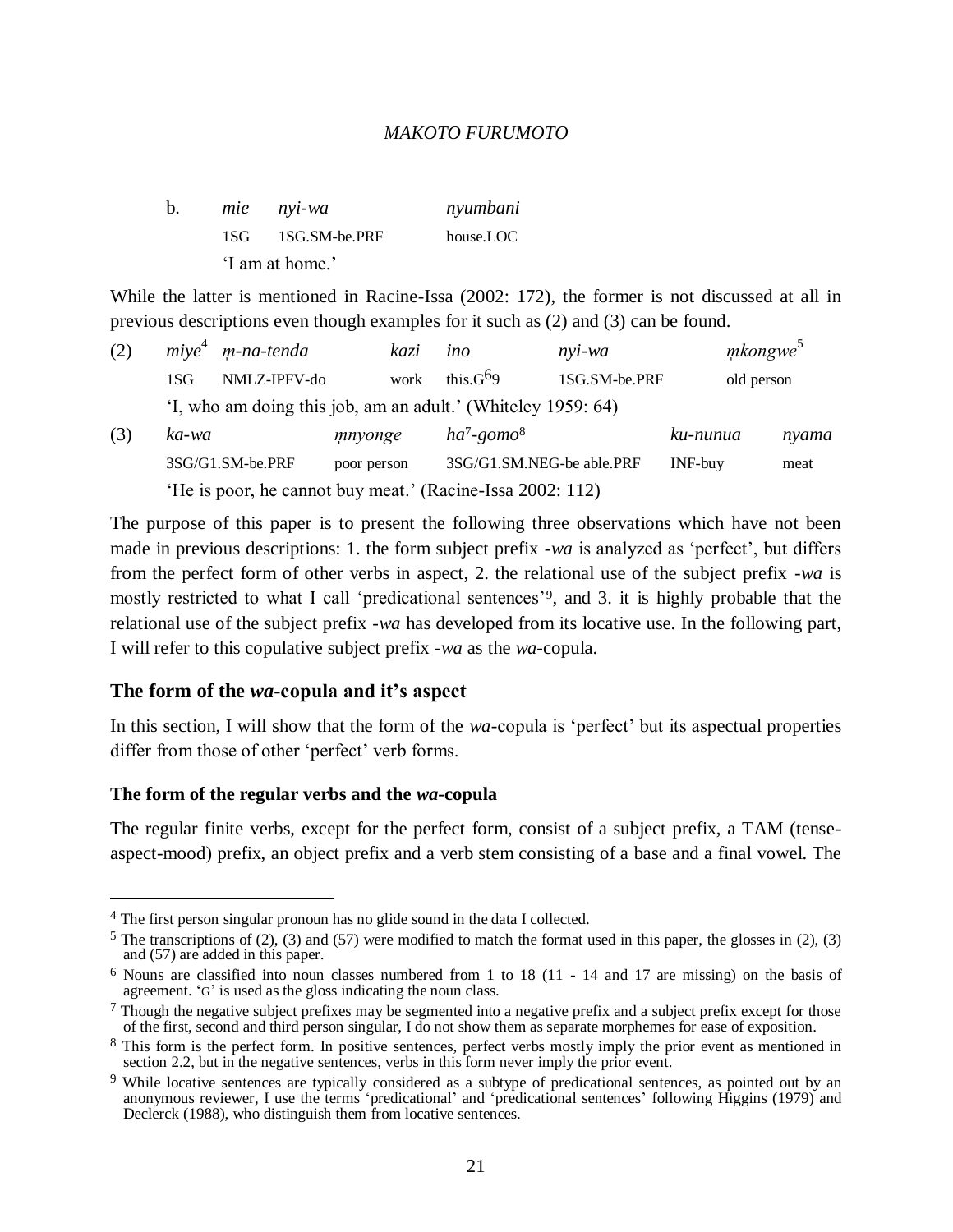b. *mie* *nyi-wa* *nyumbani*
1SG 1SG.SM-be.PRF house.LOC
'I am at home.'

While the latter is mentioned in Racine-Issa (2002: 172), the former is not discussed at all in previous descriptions even though examples for it such as (2) and (3) can be found.

(2) *miye*[4] *ṃ-na-tenda* *kazi* *ino* *nyi-wa* *ṃkongwe*[5]
1SG NMLZ-IPFV-do work this.G[6]9 1SG.SM-be.PRF old person
'I, who am doing this job, am an adult.' (Whiteley 1959: 64)

(3) *ka-wa* *ṃnyonge* *ha*[7]*-gomo*[8] *ku-nunua* *nyama*
3SG/G1.SM-be.PRF poor person 3SG/G1.SM.NEG-be able.PRF INF-buy meat
'He is poor, he cannot buy meat.' (Racine-Issa 2002: 112)

The purpose of this paper is to present the following three observations which have not been made in previous descriptions: 1. the form subject prefix -*wa* is analyzed as 'perfect', but differs from the perfect form of other verbs in aspect, 2. the relational use of the subject prefix -*wa* is mostly restricted to what I call 'predicational sentences'[9], and 3. it is highly probable that the relational use of the subject prefix -*wa* has developed from its locative use. In the following part, I will refer to this copulative subject prefix -*wa* as the *wa*-copula.

## The form of the *wa*-copula and it's aspect

In this section, I will show that the form of the *wa*-copula is 'perfect' but its aspectual properties differ from those of other 'perfect' verb forms.

### The form of the regular verbs and the *wa*-copula

The regular finite verbs, except for the perfect form, consist of a subject prefix, a TAM (tense-aspect-mood) prefix, an object prefix and a verb stem consisting of a base and a final vowel. The

---

[4] The first person singular pronoun has no glide sound in the data I collected.

[5] The transcriptions of (2), (3) and (57) were modified to match the format used in this paper, the glosses in (2), (3) and (57) are added in this paper.

[6] Nouns are classified into noun classes numbered from 1 to 18 (11 - 14 and 17 are missing) on the basis of agreement. 'G' is used as the gloss indicating the noun class.

[7] Though the negative subject prefixes may be segmented into a negative prefix and a subject prefix except for those of the first, second and third person singular, I do not show them as separate morphemes for ease of exposition.

[8] This form is the perfect form. In positive sentences, perfect verbs mostly imply the prior event as mentioned in section 2.2, but in the negative sentences, verbs in this form never imply the prior event.

[9] While locative sentences are typically considered as a subtype of predicational sentences, as pointed out by an anonymous reviewer, I use the terms 'predicational' and 'predicational sentences' following Higgins (1979) and Declerck (1988), who distinguish them from locative sentences.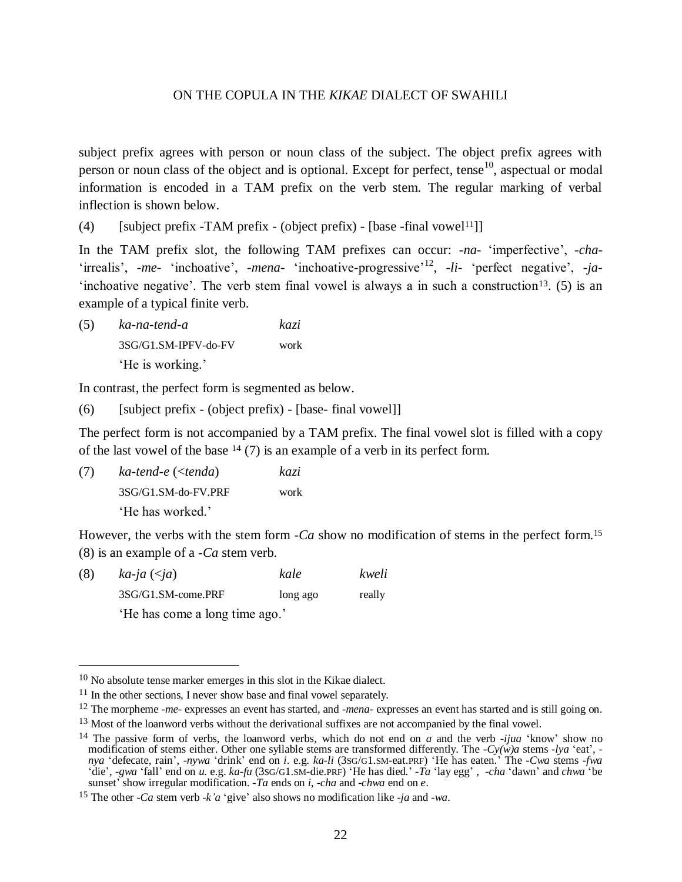subject prefix agrees with person or noun class of the subject. The object prefix agrees with person or noun class of the object and is optional. Except for perfect, tense[10], aspectual or modal information is encoded in a TAM prefix on the verb stem. The regular marking of verbal inflection is shown below.

(4) [subject prefix -TAM prefix - (object prefix) - [base -final vowel[11]]]

In the TAM prefix slot, the following TAM prefixes can occur: *-na-* 'imperfective', *-cha-* 'irrealis', *-me-* 'inchoative', *-mena-* 'inchoative-progressive'[12], *-li-* 'perfect negative', *-ja-* 'inchoative negative'. The verb stem final vowel is always a in such a construction[13]. (5) is an example of a typical finite verb.

(5) *ka-na-tend-a* *kazi*
3SG/G1.SM-IPFV-do-FV work
'He is working.'

In contrast, the perfect form is segmented as below.

(6) [subject prefix - (object prefix) - [base- final vowel]]

The perfect form is not accompanied by a TAM prefix. The final vowel slot is filled with a copy of the last vowel of the base [14] (7) is an example of a verb in its perfect form.

(7) *ka-tend-e* (<*tenda*) *kazi*
3SG/G1.SM-do-FV.PRF work
'He has worked.'

However, the verbs with the stem form *-Ca* show no modification of stems in the perfect form.[15] (8) is an example of a *-Ca* stem verb.

(8) *ka-ja* (<*ja*) *kale* *kweli*
3SG/G1.SM-come.PRF long ago really
'He has come a long time ago.'

---

[10] No absolute tense marker emerges in this slot in the Kikae dialect.

[11] In the other sections, I never show base and final vowel separately.

[12] The morpheme *-me-* expresses an event has started, and *-mena-* expresses an event has started and is still going on.

[13] Most of the loanword verbs without the derivational suffixes are not accompanied by the final vowel.

[14] The passive form of verbs, the loanword verbs, which do not end on *a* and the verb *-ijua* 'know' show no modification of stems either. Other one syllable stems are transformed differently. The *-Cy(w)a* stems *-lya* 'eat', *-nya* 'defecate, rain', *-nywa* 'drink' end on *i*. e.g. *ka-li* (3SG/G1.SM-eat.PRF) 'He has eaten.' The *-Cwa* stems *-fwa* 'die', *-gwa* 'fall' end on *u*. e.g. *ka-fu* (3SG/G1.SM-die.PRF) 'He has died.' *-Ta* 'lay egg' , *-cha* 'dawn' and *chwa* 'be sunset' show irregular modification. *-Ta* ends on *i*, *-cha* and *-chwa* end on *e*.

[15] The other *-Ca* stem verb *-k'a* 'give' also shows no modification like *-ja* and *-wa*.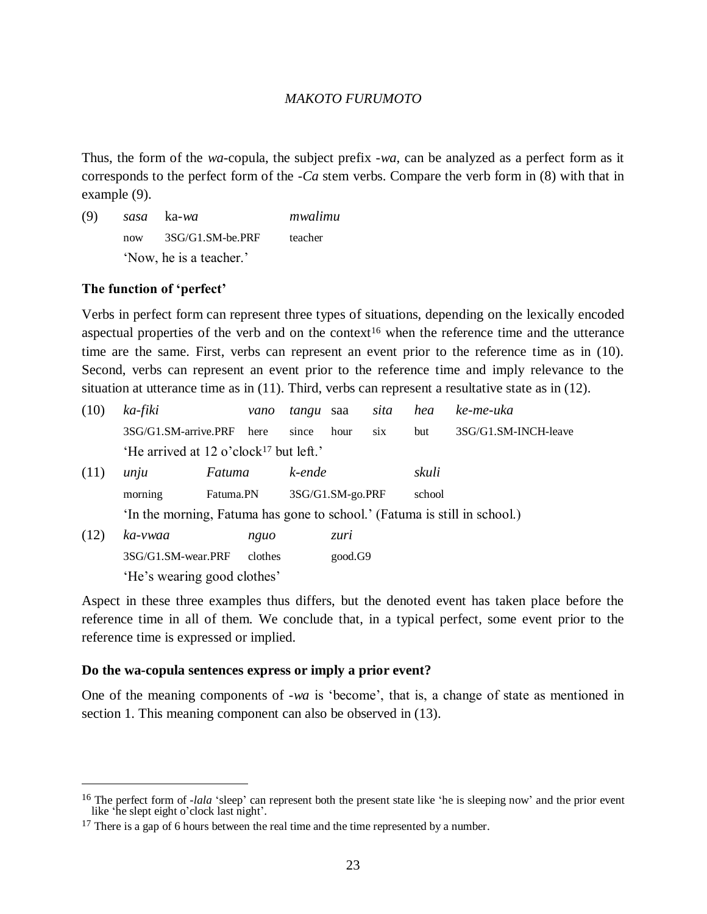Thus, the form of the *wa*-copula, the subject prefix *-wa*, can be analyzed as a perfect form as it corresponds to the perfect form of the *-Ca* stem verbs. Compare the verb form in (8) with that in example (9).

(9) *sasa* ka-*wa* *mwalimu*
now 3SG/G1.SM-be.PRF teacher
'Now, he is a teacher.'

**The function of 'perfect'**

Verbs in perfect form can represent three types of situations, depending on the lexically encoded aspectual properties of the verb and on the context[16] when the reference time and the utterance time are the same. First, verbs can represent an event prior to the reference time as in (10). Second, verbs can represent an event prior to the reference time and imply relevance to the situation at utterance time as in (11). Third, verbs can represent a resultative state as in (12).

(10) *ka-fiki* *vano* *tangu* saa *sita* *hea* *ke-me-uka*
3SG/G1.SM-arrive.PRF here since hour six but 3SG/G1.SM-INCH-leave
'He arrived at 12 o'clock[17] but left.'

(11) *unju* *Fatuma* *k-ende* *skuli*
morning Fatuma.PN 3SG/G1.SM-go.PRF school
'In the morning, Fatuma has gone to school.' (Fatuma is still in school.)

(12) *ka-vwaa* *nguo* *zuri*
3SG/G1.SM-wear.PRF clothes good.G9
'He's wearing good clothes'

Aspect in these three examples thus differs, but the denoted event has taken place before the reference time in all of them. We conclude that, in a typical perfect, some event prior to the reference time is expressed or implied.

**Do the wa-copula sentences express or imply a prior event?**

One of the meaning components of *-wa* is 'become', that is, a change of state as mentioned in section 1. This meaning component can also be observed in (13).

---

[16] The perfect form of *-lala* 'sleep' can represent both the present state like 'he is sleeping now' and the prior event like 'he slept eight o'clock last night'.

[17] There is a gap of 6 hours between the real time and the time represented by a number.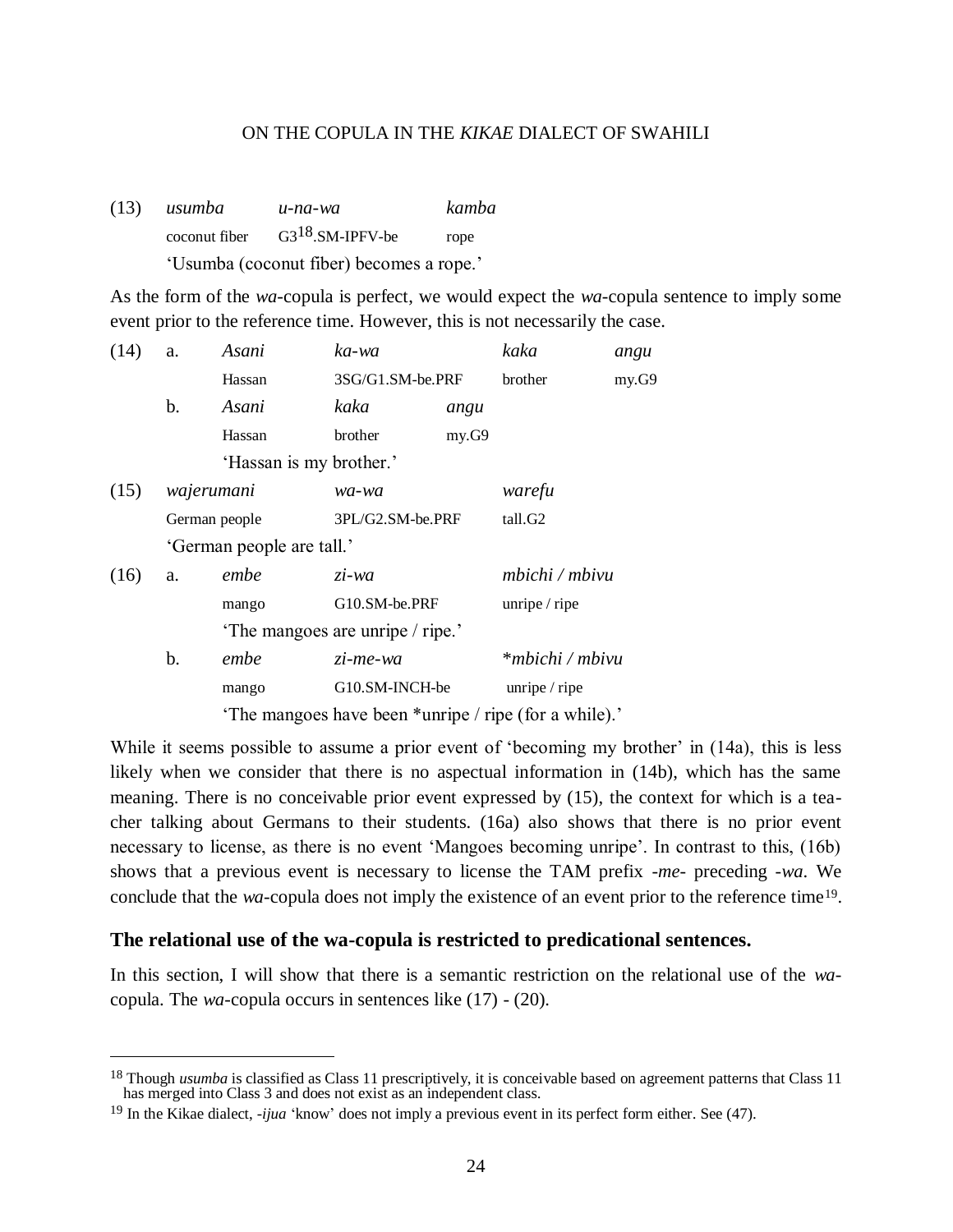(13) *usumba* *u-na-wa* *kamba*
coconut fiber G3[18].SM-IPFV-be rope
'Usumba (coconut fiber) becomes a rope.'

As the form of the *wa*-copula is perfect, we would expect the *wa*-copula sentence to imply some event prior to the reference time. However, this is not necessarily the case.

(14) a. *Asani* *ka-wa* *kaka* *angu*
Hassan 3SG/G1.SM-be.PRF brother my.G9

b. *Asani* *kaka* *angu*
Hassan brother my.G9
'Hassan is my brother.'

(15) *wajerumani* *wa-wa* *warefu*
German people 3PL/G2.SM-be.PRF tall.G2
'German people are tall.'

(16) a. *embe* *zi-wa* *mbichi / mbivu*
mango G10.SM-be.PRF unripe / ripe
'The mangoes are unripe / ripe.'

b. *embe* *zi-me-wa* **mbichi / mbivu*
mango G10.SM-INCH-be unripe / ripe
'The mangoes have been *unripe / ripe (for a while).'

While it seems possible to assume a prior event of 'becoming my brother' in (14a), this is less likely when we consider that there is no aspectual information in (14b), which has the same meaning. There is no conceivable prior event expressed by (15), the context for which is a teacher talking about Germans to their students. (16a) also shows that there is no prior event necessary to license, as there is no event 'Mangoes becoming unripe'. In contrast to this, (16b) shows that a previous event is necessary to license the TAM prefix *-me-* preceding *-wa*. We conclude that the *wa*-copula does not imply the existence of an event prior to the reference time[19].

### The relational use of the wa-copula is restricted to predicational sentences.

In this section, I will show that there is a semantic restriction on the relational use of the *wa*-copula. The *wa*-copula occurs in sentences like (17) - (20).

[18] Though *usumba* is classified as Class 11 prescriptively, it is conceivable based on agreement patterns that Class 11 has merged into Class 3 and does not exist as an independent class.

[19] In the Kikae dialect, *-ijua* 'know' does not imply a previous event in its perfect form either. See (47).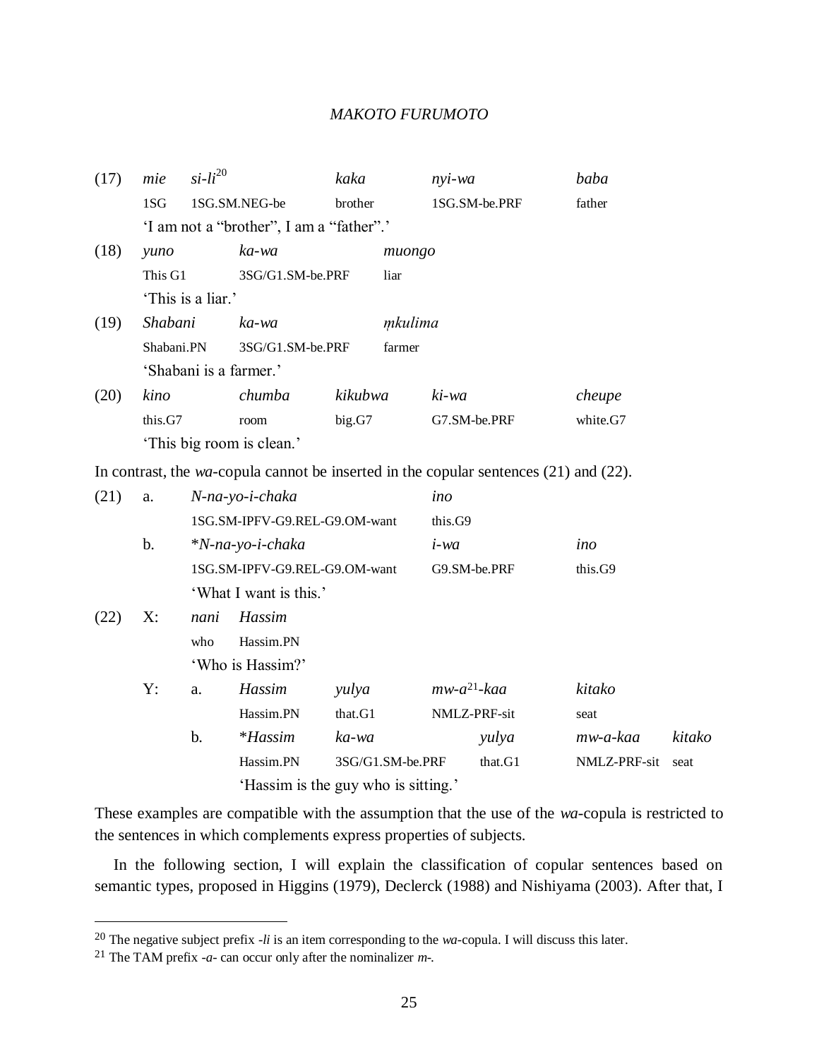(17) *mie* *si-li*[20] *kaka* *nyi-wa* *baba*
1SG 1SG.SM.NEG-be brother 1SG.SM-be.PRF father
'I am not a "brother", I am a "father".'

(18) *yuno* *ka-wa* *muongo*
This G1 3SG/G1.SM-be.PRF liar
'This is a liar.'

(19) *Shabani* *ka-wa* *m̩kulima*
Shabani.PN 3SG/G1.SM-be.PRF farmer
'Shabani is a farmer.'

(20) *kino* *chumba* *kikubwa* *ki-wa* *cheupe*
this.G7 room big.G7 G7.SM-be.PRF white.G7
'This big room is clean.'

In contrast, the *wa*-copula cannot be inserted in the copular sentences (21) and (22).

(21) a. *N-na-yo-i-chaka* *ino*
1SG.SM-IPFV-G9.REL-G9.OM-want this.G9

b. **N-na-yo-i-chaka* *i-wa* *ino*
1SG.SM-IPFV-G9.REL-G9.OM-want G9.SM-be.PRF this.G9
'What I want is this.'

(22) X: *nani* *Hassim*
who Hassim.PN
'Who is Hassim?'

Y: a. *Hassim* *yulya* *mw-a*[21]*-kaa* *kitako*
Hassim.PN that.G1 NMLZ-PRF-sit seat

b. **Hassim* *ka-wa* *yulya* *mw-a-kaa* *kitako*
Hassim.PN 3SG/G1.SM-be.PRF that.G1 NMLZ-PRF-sit seat
'Hassim is the guy who is sitting.'

These examples are compatible with the assumption that the use of the *wa*-copula is restricted to the sentences in which complements express properties of subjects.

In the following section, I will explain the classification of copular sentences based on semantic types, proposed in Higgins (1979), Declerck (1988) and Nishiyama (2003). After that, I

---

[20] The negative subject prefix *-li* is an item corresponding to the *wa*-copula. I will discuss this later.

[21] The TAM prefix *-a-* can occur only after the nominalizer *m-*.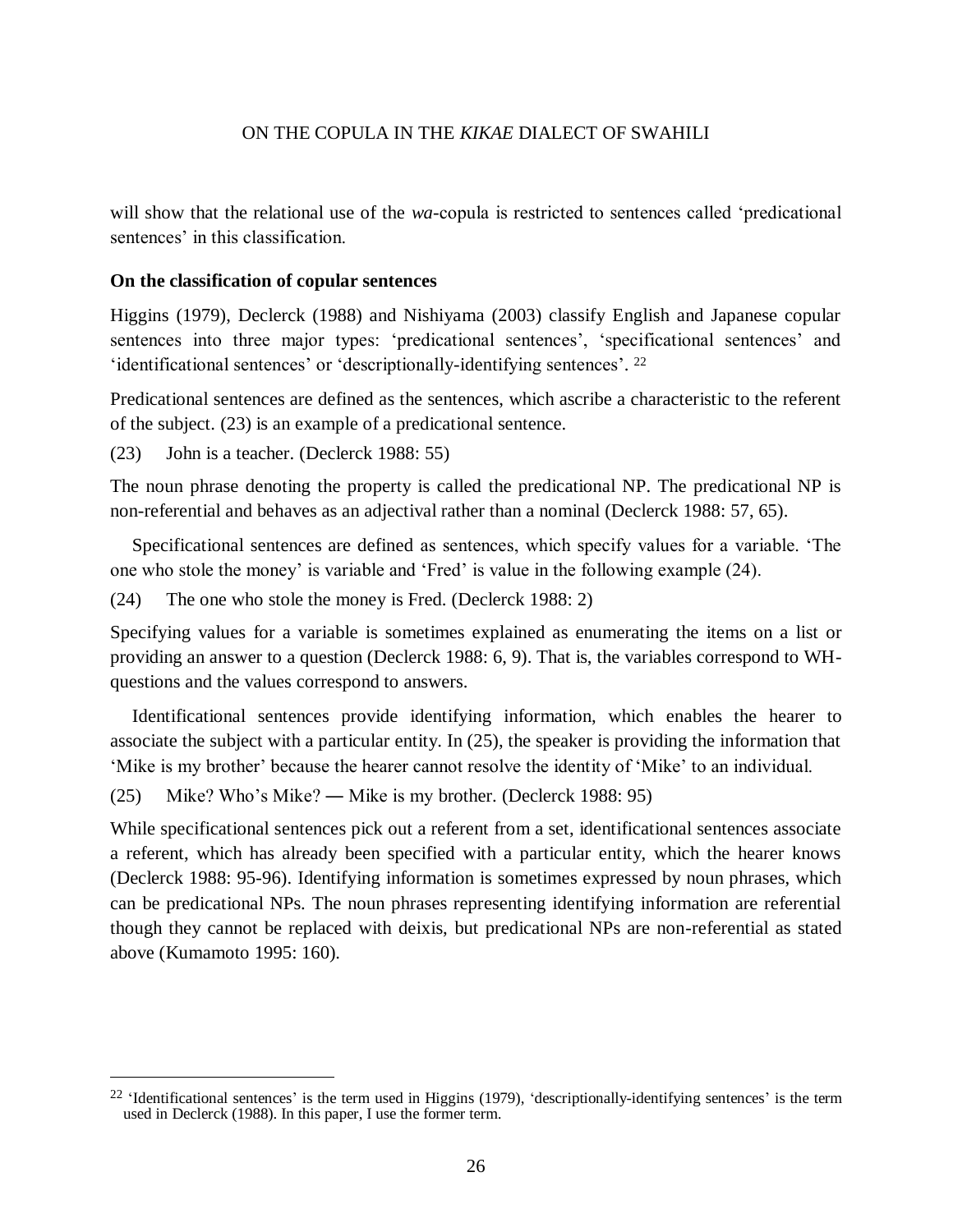will show that the relational use of the *wa*-copula is restricted to sentences called 'predicational sentences' in this classification.

**On the classification of copular sentences**

Higgins (1979), Declerck (1988) and Nishiyama (2003) classify English and Japanese copular sentences into three major types: 'predicational sentences', 'specificational sentences' and 'identificational sentences' or 'descriptionally-identifying sentences'. [22]

Predicational sentences are defined as the sentences, which ascribe a characteristic to the referent of the subject. (23) is an example of a predicational sentence.

(23) John is a teacher. (Declerck 1988: 55)

The noun phrase denoting the property is called the predicational NP. The predicational NP is non-referential and behaves as an adjectival rather than a nominal (Declerck 1988: 57, 65).

Specificational sentences are defined as sentences, which specify values for a variable. 'The one who stole the money' is variable and 'Fred' is value in the following example (24).

(24) The one who stole the money is Fred. (Declerck 1988: 2)

Specifying values for a variable is sometimes explained as enumerating the items on a list or providing an answer to a question (Declerck 1988: 6, 9). That is, the variables correspond to WH-questions and the values correspond to answers.

Identificational sentences provide identifying information, which enables the hearer to associate the subject with a particular entity. In (25), the speaker is providing the information that 'Mike is my brother' because the hearer cannot resolve the identity of 'Mike' to an individual.

(25) Mike? Who's Mike? ― Mike is my brother. (Declerck 1988: 95)

While specificational sentences pick out a referent from a set, identificational sentences associate a referent, which has already been specified with a particular entity, which the hearer knows (Declerck 1988: 95-96). Identifying information is sometimes expressed by noun phrases, which can be predicational NPs. The noun phrases representing identifying information are referential though they cannot be replaced with deixis, but predicational NPs are non-referential as stated above (Kumamoto 1995: 160).

---

[22] 'Identificational sentences' is the term used in Higgins (1979), 'descriptionally-identifying sentences' is the term used in Declerck (1988). In this paper, I use the former term.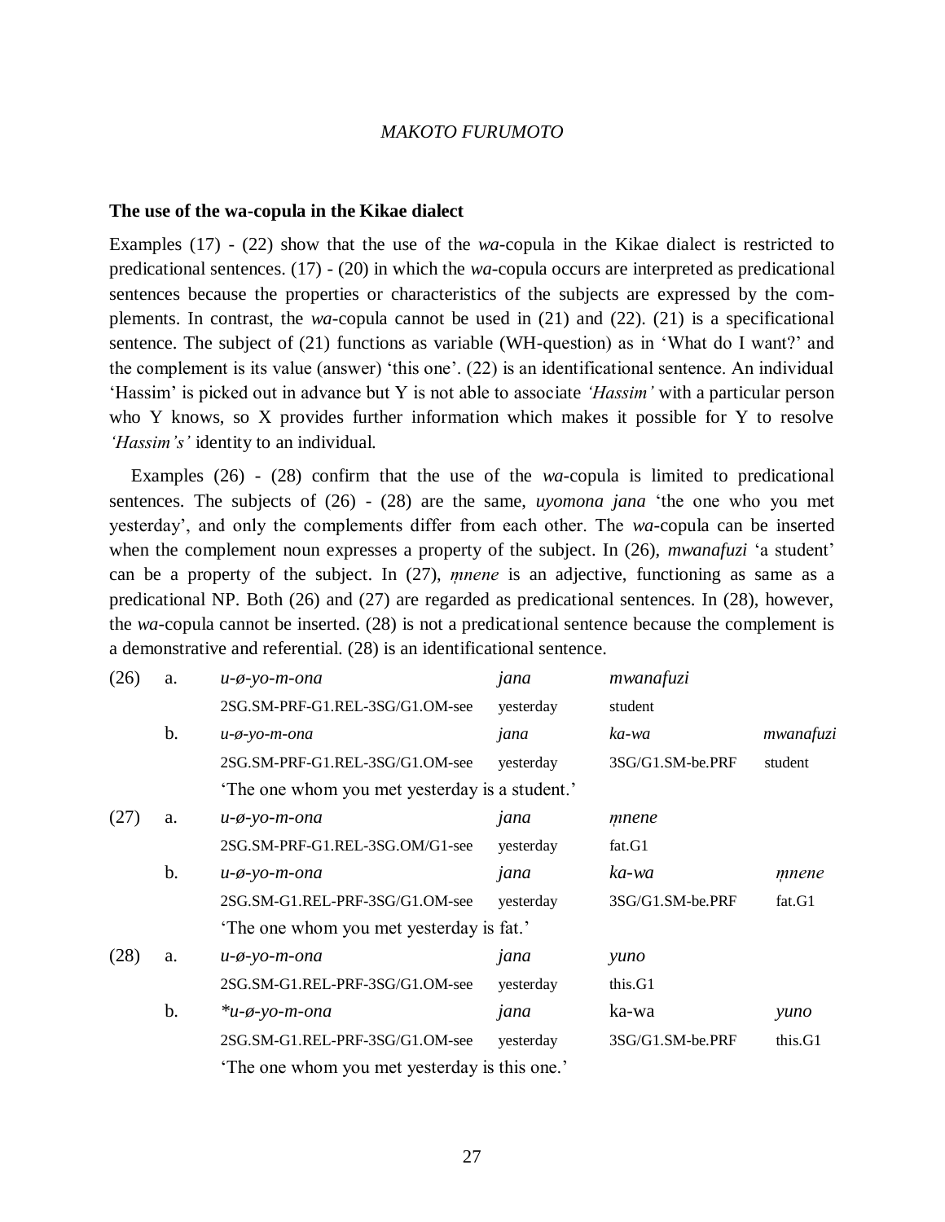**The use of the wa-copula in the Kikae dialect**

Examples (17) - (22) show that the use of the *wa*-copula in the Kikae dialect is restricted to predicational sentences. (17) - (20) in which the *wa*-copula occurs are interpreted as predicational sentences because the properties or characteristics of the subjects are expressed by the complements. In contrast, the *wa*-copula cannot be used in (21) and (22). (21) is a specificational sentence. The subject of (21) functions as variable (WH-question) as in 'What do I want?' and the complement is its value (answer) 'this one'. (22) is an identificational sentence. An individual 'Hassim' is picked out in advance but Y is not able to associate *'Hassim'* with a particular person who Y knows, so X provides further information which makes it possible for Y to resolve *'Hassim's'* identity to an individual.

Examples (26) - (28) confirm that the use of the *wa*-copula is limited to predicational sentences. The subjects of (26) - (28) are the same, *uyomona jana* 'the one who you met yesterday', and only the complements differ from each other. The *wa*-copula can be inserted when the complement noun expresses a property of the subject. In (26), *mwanafuzi* 'a student' can be a property of the subject. In (27), *m̩nene* is an adjective, functioning as same as a predicational NP. Both (26) and (27) are regarded as predicational sentences. In (28), however, the *wa*-copula cannot be inserted. (28) is not a predicational sentence because the complement is a demonstrative and referential. (28) is an identificational sentence.

| | | | | | |
|---|---|---|---|---|---|
| (26) | a. | *u-ø-yo-m-ona* | *jana* | *mwanafuzi* | |
| | | 2SG.SM-PRF-G1.REL-3SG/G1.OM-see | yesterday | student | |
| | b. | *u-ø-yo-m-ona* | *jana* | *ka-wa* | *mwanafuzi* |
| | | 2SG.SM-PRF-G1.REL-3SG/G1.OM-see | yesterday | 3SG/G1.SM-be.PRF | student |
| | | 'The one whom you met yesterday is a student.' | | | |
| (27) | a. | *u-ø-yo-m-ona* | *jana* | *m̩nene* | |
| | | 2SG.SM-PRF-G1.REL-3SG.OM/G1-see | yesterday | fat.G1 | |
| | b. | *u-ø-yo-m-ona* | *jana* | *ka-wa* | *m̩nene* |
| | | 2SG.SM-G1.REL-PRF-3SG/G1.OM-see | yesterday | 3SG/G1.SM-be.PRF | fat.G1 |
| | | 'The one whom you met yesterday is fat.' | | | |
| (28) | a. | *u-ø-yo-m-ona* | *jana* | *yuno* | |
| | | 2SG.SM-G1.REL-PRF-3SG/G1.OM-see | yesterday | this.G1 | |
| | b. | *\*u-ø-yo-m-ona* | *jana* | ka-wa | *yuno* |
| | | 2SG.SM-G1.REL-PRF-3SG/G1.OM-see | yesterday | 3SG/G1.SM-be.PRF | this.G1 |
| | | 'The one whom you met yesterday is this one.' | | | |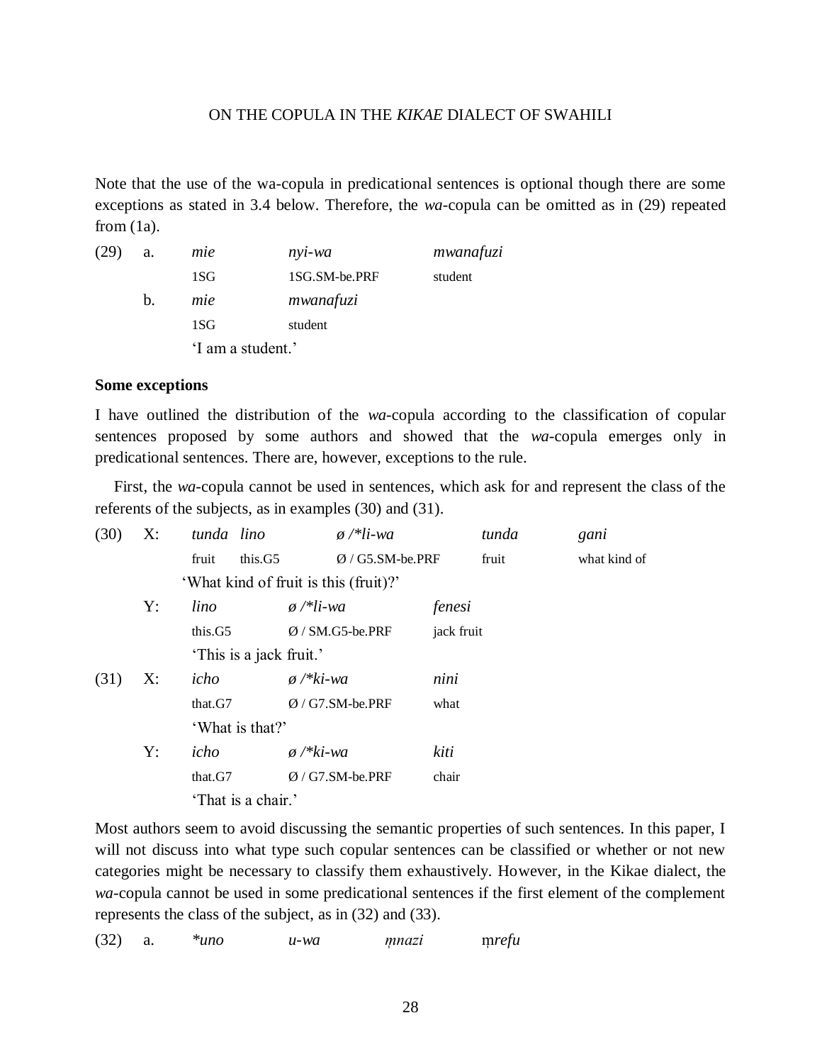Note that the use of the wa-copula in predicational sentences is optional though there are some exceptions as stated in 3.4 below. Therefore, the *wa*-copula can be omitted as in (29) repeated from (1a).

| | | | | |
|---|---|---|---|---|
| (29) | a. | *mie* | *nyi-wa* | *mwanafuzi* |
| | | 1SG | 1SG.SM-be.PRF | student |
| | b. | *mie* | *mwanafuzi* | |
| | | 1SG | student | |
| | | 'I am a student.' | | |

**Some exceptions**

I have outlined the distribution of the *wa*-copula according to the classification of copular sentences proposed by some authors and showed that the *wa*-copula emerges only in predicational sentences. There are, however, exceptions to the rule.

First, the *wa*-copula cannot be used in sentences, which ask for and represent the class of the referents of the subjects, as in examples (30) and (31).

| | | | | | | |
|---|---|---|---|---|---|---|
| (30) | X: | *tunda* | *lino* | *ø /\*li-wa* | *tunda* | *gani* |
| | | fruit | this.G5 | Ø / G5.SM-be.PRF | fruit | what kind of |
| | | 'What kind of fruit is this (fruit)?' | | | | |
| | Y: | *lino* | *ø /\*li-wa* | *fenesi* | | |
| | | this.G5 | Ø / SM.G5-be.PRF | jack fruit | | |
| | | 'This is a jack fruit.' | | | | |
| (31) | X: | *icho* | *ø /\*ki-wa* | *nini* | | |
| | | that.G7 | Ø / G7.SM-be.PRF | what | | |
| | | 'What is that?' | | | | |
| | Y: | *icho* | *ø /\*ki-wa* | *kiti* | | |
| | | that.G7 | Ø / G7.SM-be.PRF | chair | | |
| | | 'That is a chair.' | | | | |

Most authors seem to avoid discussing the semantic properties of such sentences. In this paper, I will not discuss into what type such copular sentences can be classified or whether or not new categories might be necessary to classify them exhaustively. However, in the Kikae dialect, the *wa*-copula cannot be used in some predicational sentences if the first element of the complement represents the class of the subject, as in (32) and (33).

| | | | | | |
|---|---|---|---|---|---|
| (32) | a. | *\*uno* | *u-wa* | *m̩nazi* | *m̩refu* |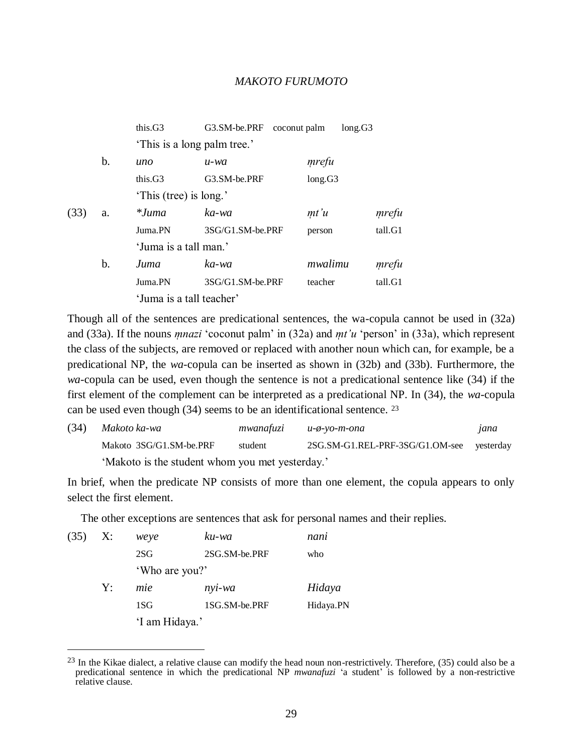| | | | | | |
|---|---|---|---|---|---|
| | | this.G3 | G3.SM-be.PRF | coconut palm | long.G3 |
| | | 'This is a long palm tree.' | | | |
| | b. | *uno* | *u-wa* | *ṃrefu* | |
| | | this.G3 | G3.SM-be.PRF | long.G3 | |
| | | 'This (tree) is long.' | | | |
| (33) | a. | **Juma* | *ka-wa* | *ṃt'u* | *ṃrefu* |
| | | Juma.PN | 3SG/G1.SM-be.PRF | person | tall.G1 |
| | | 'Juma is a tall man.' | | | |
| | b. | *Juma* | *ka-wa* | *mwalimu* | *ṃrefu* |
| | | Juma.PN | 3SG/G1.SM-be.PRF | teacher | tall.G1 |
| | | 'Juma is a tall teacher' | | | |

Though all of the sentences are predicational sentences, the wa-copula cannot be used in (32a) and (33a). If the nouns *ṃnazi* 'coconut palm' in (32a) and *ṃt'u* 'person' in (33a), which represent the class of the subjects, are removed or replaced with another noun which can, for example, be a predicational NP, the *wa*-copula can be inserted as shown in (32b) and (33b). Furthermore, the *wa*-copula can be used, even though the sentence is not a predicational sentence like (34) if the first element of the complement can be interpreted as a predicational NP. In (34), the *wa*-copula can be used even though (34) seems to be an identificational sentence. [23]

| | | | | |
|---|---|---|---|---|
| (34) | *Makoto ka-wa* | *mwanafuzi* | *u-ø-yo-m-ona* | *jana* |
| | Makoto 3SG/G1.SM-be.PRF | student | 2SG.SM-G1.REL-PRF-3SG/G1.OM-see | yesterday |
| | 'Makoto is the student whom you met yesterday.' | | | |

In brief, when the predicate NP consists of more than one element, the copula appears to only select the first element.

The other exceptions are sentences that ask for personal names and their replies.

| | | | | |
|---|---|---|---|---|
| (35) | X: | *weye* | *ku-wa* | *nani* |
| | | 2SG | 2SG.SM-be.PRF | who |
| | | 'Who are you?' | | |
| | Y: | *mie* | *nyi-wa* | *Hidaya* |
| | | 1SG | 1SG.SM-be.PRF | Hidaya.PN |
| | | 'I am Hidaya.' | | |

[23] In the Kikae dialect, a relative clause can modify the head noun non-restrictively. Therefore, (35) could also be a predicational sentence in which the predicational NP *mwanafuzi* 'a student' is followed by a non-restrictive relative clause.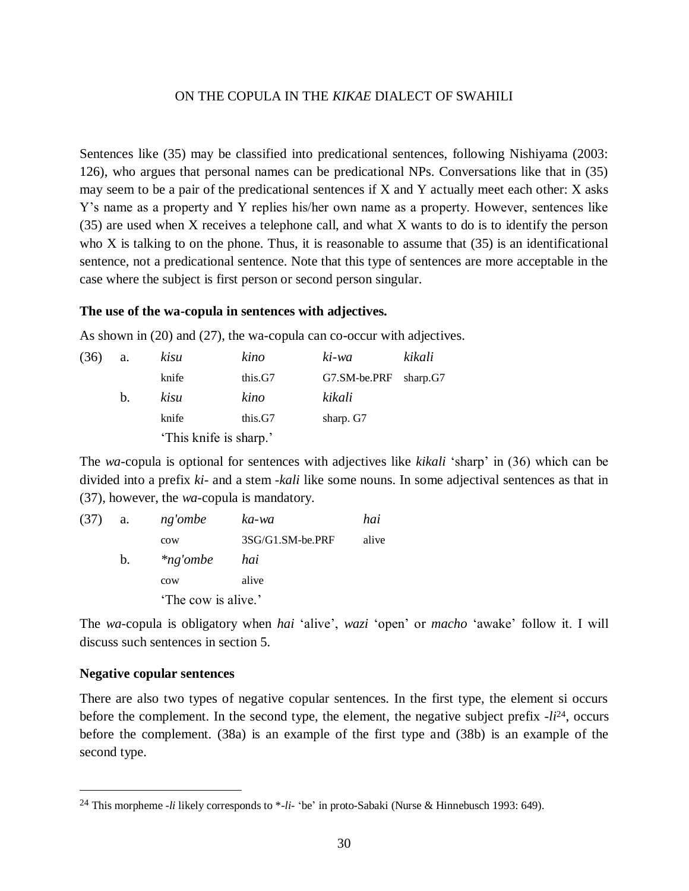Sentences like (35) may be classified into predicational sentences, following Nishiyama (2003: 126), who argues that personal names can be predicational NPs. Conversations like that in (35) may seem to be a pair of the predicational sentences if X and Y actually meet each other: X asks Y's name as a property and Y replies his/her own name as a property. However, sentences like (35) are used when X receives a telephone call, and what X wants to do is to identify the person who X is talking to on the phone. Thus, it is reasonable to assume that (35) is an identificational sentence, not a predicational sentence. Note that this type of sentences are more acceptable in the case where the subject is first person or second person singular.

**The use of the wa-copula in sentences with adjectives.**

As shown in (20) and (27), the wa-copula can co-occur with adjectives.

| | | | | | |
|---|---|---|---|---|---|
| (36) | a. | *kisu* | *kino* | *ki-wa* | *kikali* |
| | | knife | this.G7 | G7.SM-be.PRF | sharp.G7 |
| | b. | *kisu* | *kino* | *kikali* | |
| | | knife | this.G7 | sharp. G7 | |
| | | 'This knife is sharp.' | | | |

The *wa*-copula is optional for sentences with adjectives like *kikali* 'sharp' in (36) which can be divided into a prefix *ki-* and a stem *-kali* like some nouns. In some adjectival sentences as that in (37), however, the *wa*-copula is mandatory.

| | | | | |
|---|---|---|---|---|
| (37) | a. | *ng'ombe* | *ka-wa* | *hai* |
| | | cow | 3SG/G1.SM-be.PRF | alive |
| | b. | *\*ng'ombe* | *hai* | |
| | | cow | alive | |
| | | 'The cow is alive.' | | |

The *wa*-copula is obligatory when *hai* 'alive', *wazi* 'open' or *macho* 'awake' follow it. I will discuss such sentences in section 5.

**Negative copular sentences**

There are also two types of negative copular sentences. In the first type, the element si occurs before the complement. In the second type, the element, the negative subject prefix *-li*[24], occurs before the complement. (38a) is an example of the first type and (38b) is an example of the second type.

---

[24] This morpheme *-li* likely corresponds to \*-*li*- 'be' in proto-Sabaki (Nurse & Hinnebusch 1993: 649).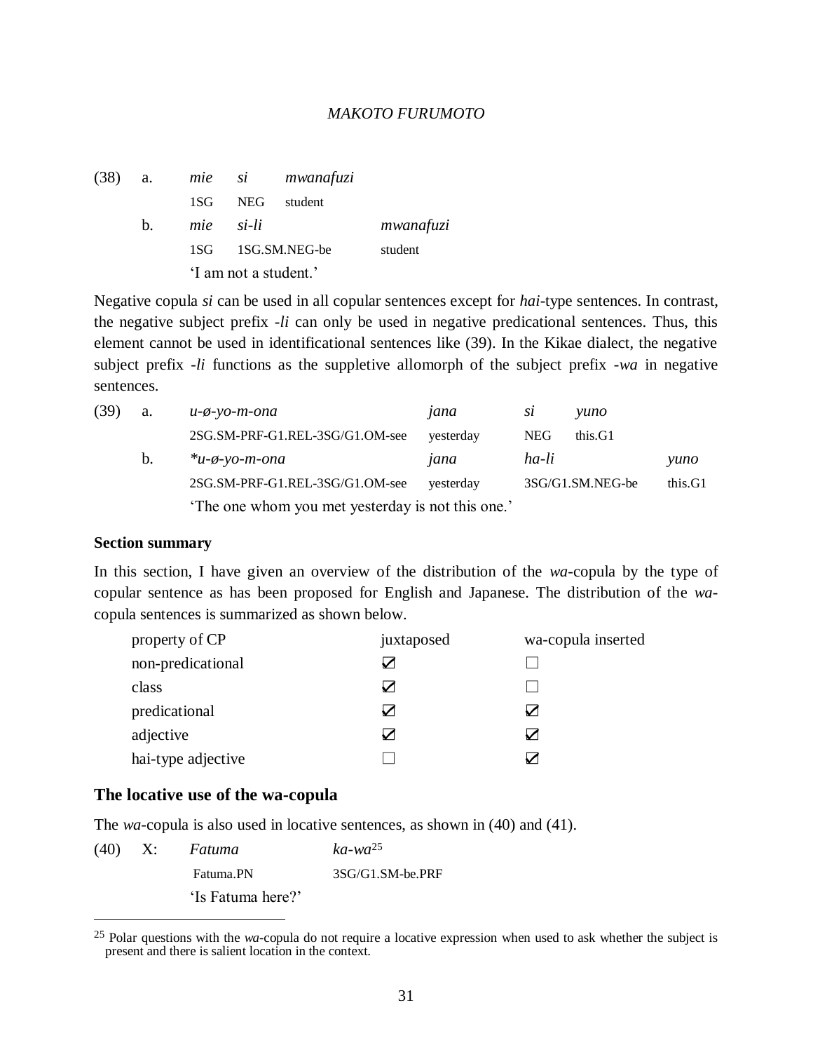(38) a. *mie si mwanafuzi*
1SG NEG student

b. *mie si-li mwanafuzi*
1SG 1SG.SM.NEG-be student

'I am not a student.'

Negative copula *si* can be used in all copular sentences except for *hai*-type sentences. In contrast, the negative subject prefix *-li* can only be used in negative predicational sentences. Thus, this element cannot be used in identificational sentences like (39). In the Kikae dialect, the negative subject prefix *-li* functions as the suppletive allomorph of the subject prefix *-wa* in negative sentences.

(39) a. *u-ø-yo-m-ona jana si yuno*
2SG.SM-PRF-G1.REL-3SG/G1.OM-see yesterday NEG this.G1

b. **u-ø-yo-m-ona jana ha-li yuno*
2SG.SM-PRF-G1.REL-3SG/G1.OM-see yesterday 3SG/G1.SM.NEG-be this.G1

'The one whom you met yesterday is not this one.'

**Section summary**

In this section, I have given an overview of the distribution of the *wa*-copula by the type of copular sentence as has been proposed for English and Japanese. The distribution of the *wa*-copula sentences is summarized as shown below.

| property of CP | juxtaposed | wa-copula inserted |
|---|---|---|
| non-predicational | ☑ | ☐ |
| class | ☑ | ☐ |
| predicational | ☑ | ☑ |
| adjective | ☑ | ☑ |
| hai-type adjective | ☐ | ☑ |

## The locative use of the wa-copula

The *wa*-copula is also used in locative sentences, as shown in (40) and (41).

(40) X: *Fatuma ka-wa*[25]
Fatuma.PN 3SG/G1.SM-be.PRF

'Is Fatuma here?'

---

[25] Polar questions with the *wa*-copula do not require a locative expression when used to ask whether the subject is present and there is salient location in the context.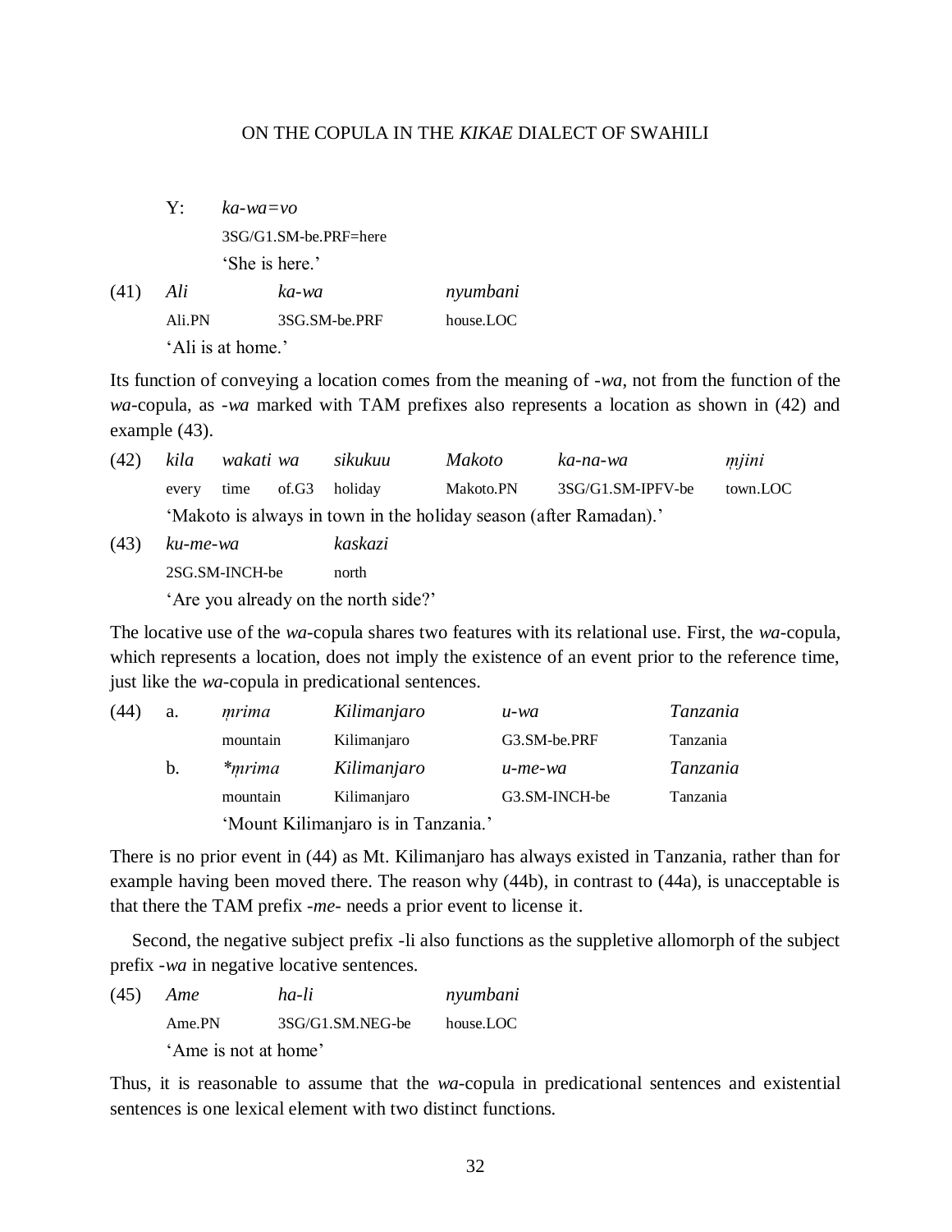Y: *ka-wa=vo*
3SG/G1.SM-be.PRF=here
'She is here.'

(41) *Ali* *ka-wa* *nyumbani*
Ali.PN 3SG.SM-be.PRF house.LOC
'Ali is at home.'

Its function of conveying a location comes from the meaning of -*wa*, not from the function of the *wa*-copula, as -*wa* marked with TAM prefixes also represents a location as shown in (42) and example (43).

(42) *kila wakati wa sikukuu Makoto ka-na-wa ṃjini*
every time of.G3 holiday Makoto.PN 3SG/G1.SM-IPFV-be town.LOC
'Makoto is always in town in the holiday season (after Ramadan).'

(43) *ku-me-wa kaskazi*
2SG.SM-INCH-be north
'Are you already on the north side?'

The locative use of the *wa*-copula shares two features with its relational use. First, the *wa*-copula, which represents a location, does not imply the existence of an event prior to the reference time, just like the *wa*-copula in predicational sentences.

(44) a. *ṃrima Kilimanjaro u-wa Tanzania*
mountain Kilimanjaro G3.SM-be.PRF Tanzania
b. **ṃrima Kilimanjaro u-me-wa Tanzania*
mountain Kilimanjaro G3.SM-INCH-be Tanzania
'Mount Kilimanjaro is in Tanzania.'

There is no prior event in (44) as Mt. Kilimanjaro has always existed in Tanzania, rather than for example having been moved there. The reason why (44b), in contrast to (44a), is unacceptable is that there the TAM prefix -*me*- needs a prior event to license it.

Second, the negative subject prefix -li also functions as the suppletive allomorph of the subject prefix -*wa* in negative locative sentences.

(45) *Ame ha-li nyumbani*
Ame.PN 3SG/G1.SM.NEG-be house.LOC
'Ame is not at home'

Thus, it is reasonable to assume that the *wa*-copula in predicational sentences and existential sentences is one lexical element with two distinct functions.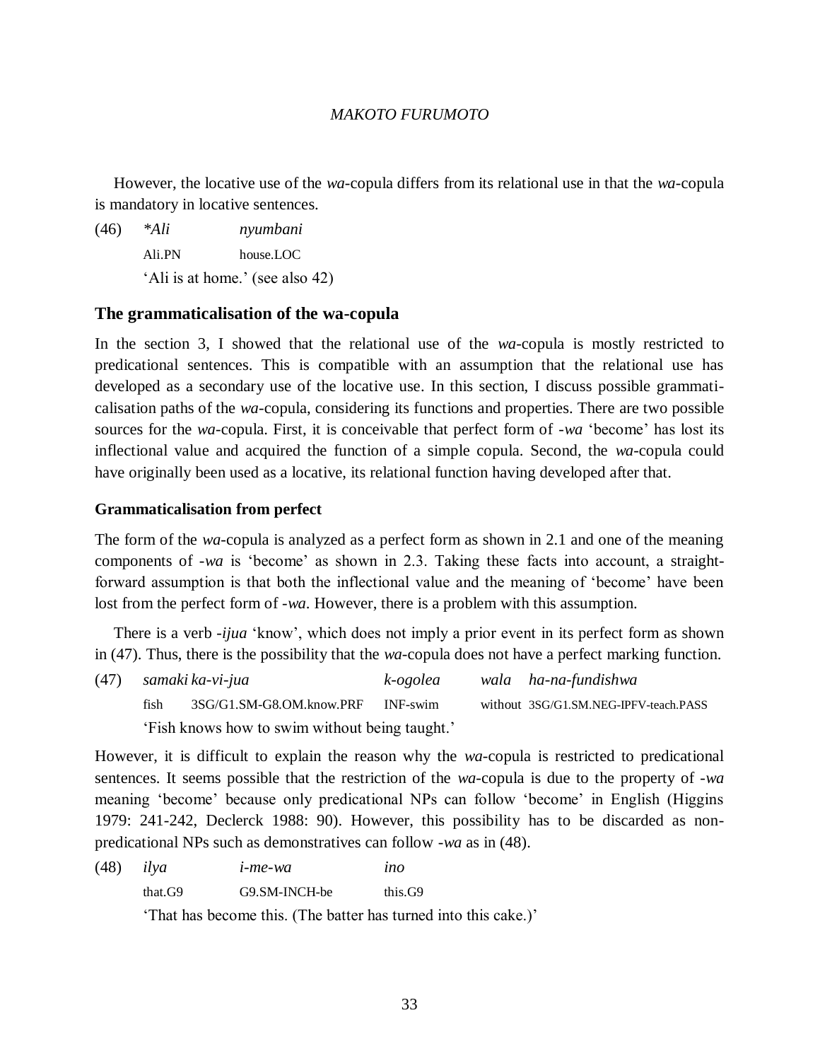However, the locative use of the *wa*-copula differs from its relational use in that the *wa*-copula is mandatory in locative sentences.

(46) *\*Ali* *nyumbani*
  Ali.PN house.LOC
  'Ali is at home.' (see also 42)

## The grammaticalisation of the wa-copula

In the section 3, I showed that the relational use of the *wa*-copula is mostly restricted to predicational sentences. This is compatible with an assumption that the relational use has developed as a secondary use of the locative use. In this section, I discuss possible grammaticalisation paths of the *wa*-copula, considering its functions and properties. There are two possible sources for the *wa*-copula. First, it is conceivable that perfect form of *-wa* 'become' has lost its inflectional value and acquired the function of a simple copula. Second, the *wa*-copula could have originally been used as a locative, its relational function having developed after that.

### Grammaticalisation from perfect

The form of the *wa*-copula is analyzed as a perfect form as shown in 2.1 and one of the meaning components of *-wa* is 'become' as shown in 2.3. Taking these facts into account, a straightforward assumption is that both the inflectional value and the meaning of 'become' have been lost from the perfect form of *-wa*. However, there is a problem with this assumption.

There is a verb *-ijua* 'know', which does not imply a prior event in its perfect form as shown in (47). Thus, there is the possibility that the *wa*-copula does not have a perfect marking function.

(47) *samaki* *ka-vi-jua* *k-ogolea* *wala* *ha-na-fundishwa*
  fish 3SG/G1.SM-G8.OM.know.PRF INF-swim without 3SG/G1.SM.NEG-IPFV-teach.PASS
  'Fish knows how to swim without being taught.'

However, it is difficult to explain the reason why the *wa*-copula is restricted to predicational sentences. It seems possible that the restriction of the *wa*-copula is due to the property of *-wa* meaning 'become' because only predicational NPs can follow 'become' in English (Higgins 1979: 241-242, Declerck 1988: 90). However, this possibility has to be discarded as non-predicational NPs such as demonstratives can follow *-wa* as in (48).

(48) *ilya* *i-me-wa* *ino*
  that.G9 G9.SM-INCH-be this.G9
  'That has become this. (The batter has turned into this cake.)'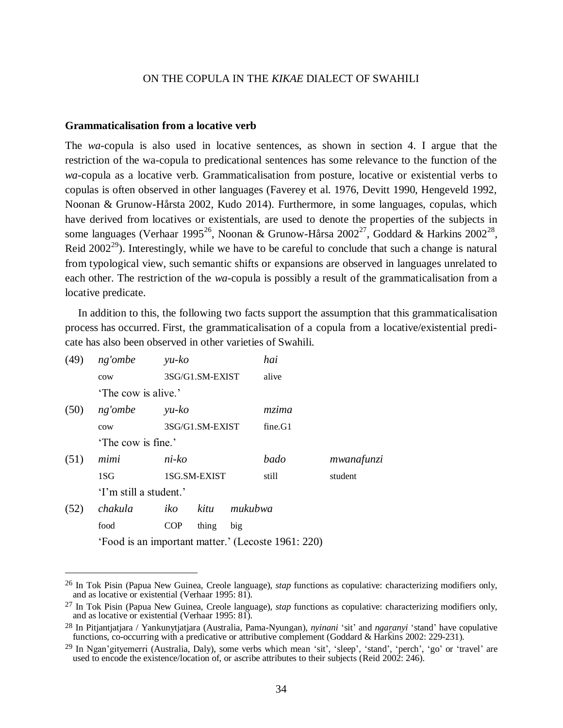### Grammaticalisation from a locative verb

The *wa*-copula is also used in locative sentences, as shown in section 4. I argue that the restriction of the wa-copula to predicational sentences has some relevance to the function of the *wa*-copula as a locative verb. Grammaticalisation from posture, locative or existential verbs to copulas is often observed in other languages (Faverey et al. 1976, Devitt 1990, Hengeveld 1992, Noonan & Grunow-Hårsta 2002, Kudo 2014). Furthermore, in some languages, copulas, which have derived from locatives or existentials, are used to denote the properties of the subjects in some languages (Verhaar 1995[26], Noonan & Grunow-Hårsa 2002[27], Goddard & Harkins 2002[28], Reid 2002[29]). Interestingly, while we have to be careful to conclude that such a change is natural from typological view, such semantic shifts or expansions are observed in languages unrelated to each other. The restriction of the *wa*-copula is possibly a result of the grammaticalisation from a locative predicate.

In addition to this, the following two facts support the assumption that this grammaticalisation process has occurred. First, the grammaticalisation of a copula from a locative/existential predicate has also been observed in other varieties of Swahili.

(49) *ng'ombe* *yu-ko* *hai*
cow 3SG/G1.SM-EXIST alive
'The cow is alive.'

(50) *ng'ombe* *yu-ko* *mzima*
cow 3SG/G1.SM-EXIST fine.G1
'The cow is fine.'

(51) *mimi* *ni-ko* *bado* *mwanafunzi*
1SG 1SG.SM-EXIST still student
'I'm still a student.'

(52) *chakula* *iko* *kitu* *mukubwa*
food COP thing big
'Food is an important matter.' (Lecoste 1961: 220)

---

[26] In Tok Pisin (Papua New Guinea, Creole language), *stap* functions as copulative: characterizing modifiers only, and as locative or existential (Verhaar 1995: 81).

[27] In Tok Pisin (Papua New Guinea, Creole language), *stap* functions as copulative: characterizing modifiers only, and as locative or existential (Verhaar 1995: 81).

[28] In Pitjantjatjara / Yankunytjatjara (Australia, Pama-Nyungan), *nyinani* 'sit' and *ngaranyi* 'stand' have copulative functions, co-occurring with a predicative or attributive complement (Goddard & Harkins 2002: 229-231).

[29] In Ngan'gityemerri (Australia, Daly), some verbs which mean 'sit', 'sleep', 'stand', 'perch', 'go' or 'travel' are used to encode the existence/location of, or ascribe attributes to their subjects (Reid 2002: 246).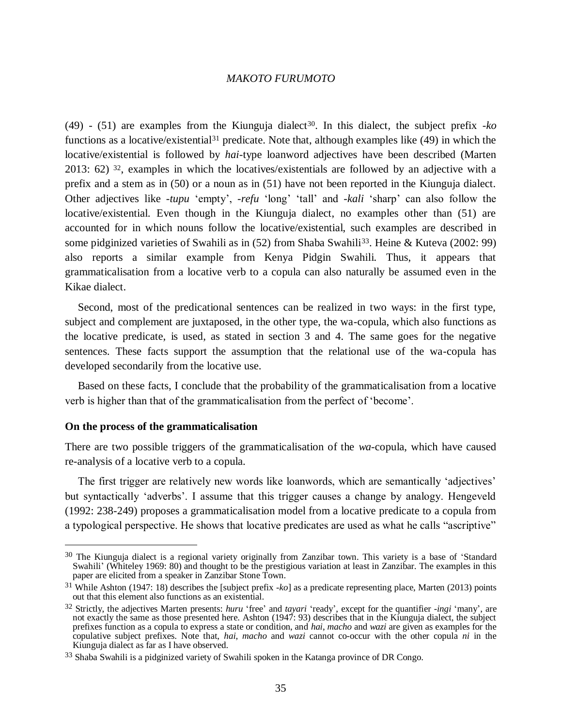(49) - (51) are examples from the Kiunguja dialect[30]. In this dialect, the subject prefix *-ko* functions as a locative/existential[31] predicate. Note that, although examples like (49) in which the locative/existential is followed by *hai*-type loanword adjectives have been described (Marten 2013: 62) [32], examples in which the locatives/existentials are followed by an adjective with a prefix and a stem as in (50) or a noun as in (51) have not been reported in the Kiunguja dialect. Other adjectives like *-tupu* 'empty', *-refu* 'long' 'tall' and *-kali* 'sharp' can also follow the locative/existential. Even though in the Kiunguja dialect, no examples other than (51) are accounted for in which nouns follow the locative/existential, such examples are described in some pidginized varieties of Swahili as in (52) from Shaba Swahili[33]. Heine & Kuteva (2002: 99) also reports a similar example from Kenya Pidgin Swahili. Thus, it appears that grammaticalisation from a locative verb to a copula can also naturally be assumed even in the Kikae dialect.

Second, most of the predicational sentences can be realized in two ways: in the first type, subject and complement are juxtaposed, in the other type, the wa-copula, which also functions as the locative predicate, is used, as stated in section 3 and 4. The same goes for the negative sentences. These facts support the assumption that the relational use of the wa-copula has developed secondarily from the locative use.

Based on these facts, I conclude that the probability of the grammaticalisation from a locative verb is higher than that of the grammaticalisation from the perfect of 'become'.

**On the process of the grammaticalisation**

There are two possible triggers of the grammaticalisation of the *wa*-copula, which have caused re-analysis of a locative verb to a copula.

The first trigger are relatively new words like loanwords, which are semantically 'adjectives' but syntactically 'adverbs'. I assume that this trigger causes a change by analogy. Hengeveld (1992: 238-249) proposes a grammaticalisation model from a locative predicate to a copula from a typological perspective. He shows that locative predicates are used as what he calls "ascriptive"

---

[30] The Kiunguja dialect is a regional variety originally from Zanzibar town. This variety is a base of 'Standard Swahili' (Whiteley 1969: 80) and thought to be the prestigious variation at least in Zanzibar. The examples in this paper are elicited from a speaker in Zanzibar Stone Town.

[31] While Ashton (1947: 18) describes the [subject prefix *-ko*] as a predicate representing place, Marten (2013) points out that this element also functions as an existential.

[32] Strictly, the adjectives Marten presents: *huru* 'free' and *tayari* 'ready', except for the quantifier *-ingi* 'many', are not exactly the same as those presented here. Ashton (1947: 93) describes that in the Kiunguja dialect, the subject prefixes function as a copula to express a state or condition, and *hai*, *macho* and *wazi* are given as examples for the copulative subject prefixes. Note that, *hai*, *macho* and *wazi* cannot co-occur with the other copula *ni* in the Kiunguja dialect as far as I have observed.

[33] Shaba Swahili is a pidginized variety of Swahili spoken in the Katanga province of DR Congo.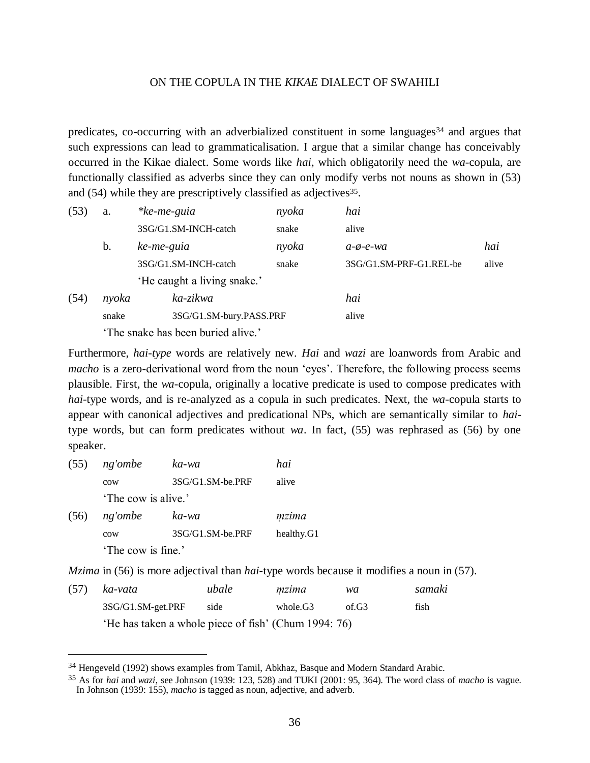predicates, co-occurring with an adverbialized constituent in some languages[34] and argues that such expressions can lead to grammaticalisation. I argue that a similar change has conceivably occurred in the Kikae dialect. Some words like *hai*, which obligatorily need the *wa*-copula, are functionally classified as adverbs since they can only modify verbs not nouns as shown in (53) and (54) while they are prescriptively classified as adjectives[35].

| | | | | | |
|---|---|---|---|---|---|
| (53) | a. | *\*ke-me-guia* | *nyoka* | *hai* | |
| | | 3SG/G1.SM-INCH-catch | snake | alive | |
| | b. | *ke-me-guia* | *nyoka* | *a-ø-e-wa* | *hai* |
| | | 3SG/G1.SM-INCH-catch | snake | 3SG/G1.SM-PRF-G1.REL-be | alive |
| | | 'He caught a living snake.' | | | |
| (54) | *nyoka* | *ka-zikwa* | *hai* | | |
| | snake | 3SG/G1.SM-bury.PASS.PRF | alive | | |
| | 'The snake has been buried alive.' | | | | |

Furthermore, *hai-type* words are relatively new. *Hai* and *wazi* are loanwords from Arabic and *macho* is a zero-derivational word from the noun 'eyes'. Therefore, the following process seems plausible. First, the *wa*-copula, originally a locative predicate is used to compose predicates with *hai*-type words, and is re-analyzed as a copula in such predicates. Next, the *wa*-copula starts to appear with canonical adjectives and predicational NPs, which are semantically similar to *hai*-type words, but can form predicates without *wa*. In fact, (55) was rephrased as (56) by one speaker.

| | | | |
|---|---|---|---|
| (55) | *ng'ombe* | *ka-wa* | *hai* |
| | cow | 3SG/G1.SM-be.PRF | alive |
| | 'The cow is alive.' | | |
| (56) | *ng'ombe* | *ka-wa* | *m̩zima* |
| | cow | 3SG/G1.SM-be.PRF | healthy.G1 |
| | 'The cow is fine.' | | |

*Mzima* in (56) is more adjectival than *hai*-type words because it modifies a noun in (57).

| | | | | | |
|---|---|---|---|---|---|
| (57) | *ka-vata* | *ubale* | *m̩zima* | *wa* | *samaki* |
| | 3SG/G1.SM-get.PRF | side | whole.G3 | of.G3 | fish |
| | 'He has taken a whole piece of fish' (Chum 1994: 76) | | | | |

---

[34] Hengeveld (1992) shows examples from Tamil, Abkhaz, Basque and Modern Standard Arabic.

[35] As for *hai* and *wazi*, see Johnson (1939: 123, 528) and TUKI (2001: 95, 364). The word class of *macho* is vague. In Johnson (1939: 155), *macho* is tagged as noun, adjective, and adverb.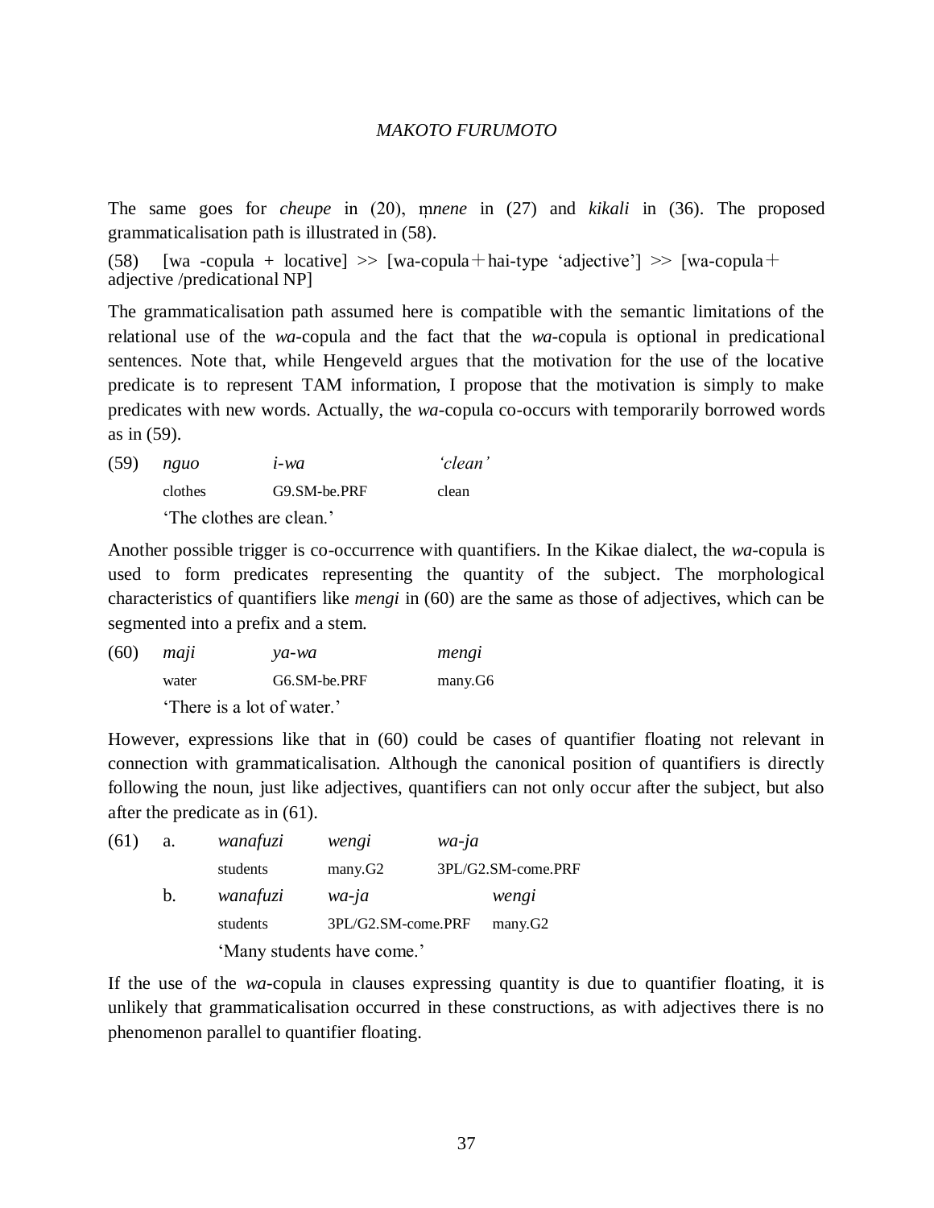The same goes for *cheupe* in (20), m̩*nene* in (27) and *kikali* in (36). The proposed grammaticalisation path is illustrated in (58).

(58) [wa -copula + locative] >> [wa-copula＋hai-type 'adjective'] >> [wa-copula＋adjective /predicational NP]

The grammaticalisation path assumed here is compatible with the semantic limitations of the relational use of the *wa*-copula and the fact that the *wa*-copula is optional in predicational sentences. Note that, while Hengeveld argues that the motivation for the use of the locative predicate is to represent TAM information, I propose that the motivation is simply to make predicates with new words. Actually, the *wa*-copula co-occurs with temporarily borrowed words as in (59).

(59) *nguo* *i-wa* *'clean'*
clothes G9.SM-be.PRF clean
'The clothes are clean.'

Another possible trigger is co-occurrence with quantifiers. In the Kikae dialect, the *wa*-copula is used to form predicates representing the quantity of the subject. The morphological characteristics of quantifiers like *mengi* in (60) are the same as those of adjectives, which can be segmented into a prefix and a stem.

(60) *maji* *ya-wa* *mengi*
water G6.SM-be.PRF many.G6
'There is a lot of water.'

However, expressions like that in (60) could be cases of quantifier floating not relevant in connection with grammaticalisation. Although the canonical position of quantifiers is directly following the noun, just like adjectives, quantifiers can not only occur after the subject, but also after the predicate as in (61).

(61) a. *wanafuzi* *wengi* *wa-ja*
students many.G2 3PL/G2.SM-come.PRF

b. *wanafuzi* *wa-ja* *wengi*
students 3PL/G2.SM-come.PRF many.G2
'Many students have come.'

If the use of the *wa*-copula in clauses expressing quantity is due to quantifier floating, it is unlikely that grammaticalisation occurred in these constructions, as with adjectives there is no phenomenon parallel to quantifier floating.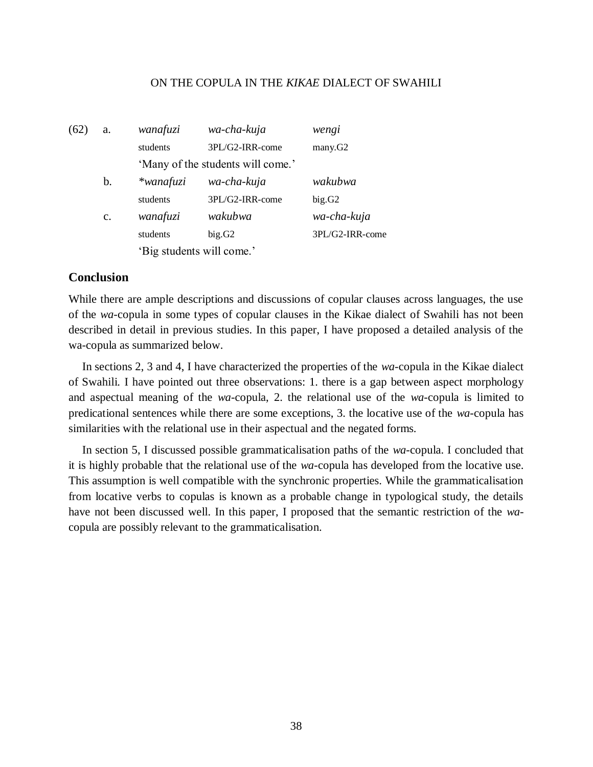(62) a. *wanafuzi* *wa-cha-kuja* *wengi*
students 3PL/G2-IRR-come many.G2
'Many of the students will come.'

b. \**wanafuzi* *wa-cha-kuja* *wakubwa*
students 3PL/G2-IRR-come big.G2

c. *wanafuzi* *wakubwa* *wa-cha-kuja*
students big.G2 3PL/G2-IRR-come
'Big students will come.'

## Conclusion

While there are ample descriptions and discussions of copular clauses across languages, the use of the *wa*-copula in some types of copular clauses in the Kikae dialect of Swahili has not been described in detail in previous studies. In this paper, I have proposed a detailed analysis of the wa-copula as summarized below.

In sections 2, 3 and 4, I have characterized the properties of the *wa*-copula in the Kikae dialect of Swahili. I have pointed out three observations: 1. there is a gap between aspect morphology and aspectual meaning of the *wa*-copula, 2. the relational use of the *wa*-copula is limited to predicational sentences while there are some exceptions, 3. the locative use of the *wa*-copula has similarities with the relational use in their aspectual and the negated forms.

In section 5, I discussed possible grammaticalisation paths of the *wa*-copula. I concluded that it is highly probable that the relational use of the *wa*-copula has developed from the locative use. This assumption is well compatible with the synchronic properties. While the grammaticalisation from locative verbs to copulas is known as a probable change in typological study, the details have not been discussed well. In this paper, I proposed that the semantic restriction of the *wa*-copula are possibly relevant to the grammaticalisation.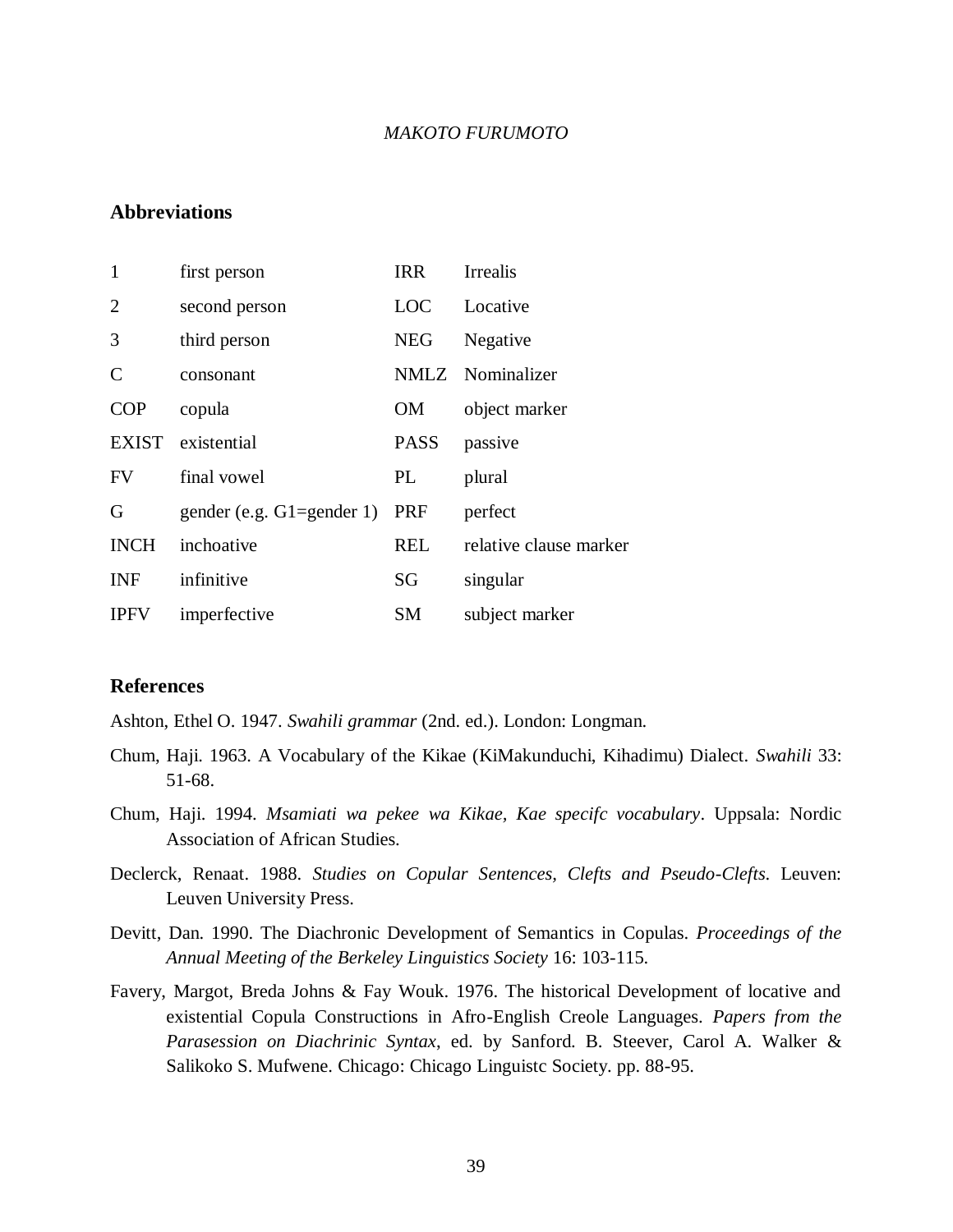## Abbreviations

| | | | |
|---|---|---|---|
| 1 | first person | IRR | Irrealis |
| 2 | second person | LOC | Locative |
| 3 | third person | NEG | Negative |
| C | consonant | NMLZ | Nominalizer |
| COP | copula | OM | object marker |
| EXIST | existential | PASS | passive |
| FV | final vowel | PL | plural |
| G | gender (e.g. G1=gender 1) | PRF | perfect |
| INCH | inchoative | REL | relative clause marker |
| INF | infinitive | SG | singular |
| IPFV | imperfective | SM | subject marker |

## References

Ashton, Ethel O. 1947. *Swahili grammar* (2nd. ed.). London: Longman.

Chum, Haji. 1963. A Vocabulary of the Kikae (KiMakunduchi, Kihadimu) Dialect. *Swahili* 33: 51-68.

Chum, Haji. 1994. *Msamiati wa pekee wa Kikae, Kae specifc vocabulary*. Uppsala: Nordic Association of African Studies.

Declerck, Renaat. 1988. *Studies on Copular Sentences, Clefts and Pseudo-Clefts*. Leuven: Leuven University Press.

Devitt, Dan. 1990. The Diachronic Development of Semantics in Copulas. *Proceedings of the Annual Meeting of the Berkeley Linguistics Society* 16: 103-115.

Favery, Margot, Breda Johns & Fay Wouk. 1976. The historical Development of locative and existential Copula Constructions in Afro-English Creole Languages. *Papers from the Parasession on Diachrinic Syntax*, ed. by Sanford. B. Steever, Carol A. Walker & Salikoko S. Mufwene. Chicago: Chicago Linguistc Society. pp. 88-95.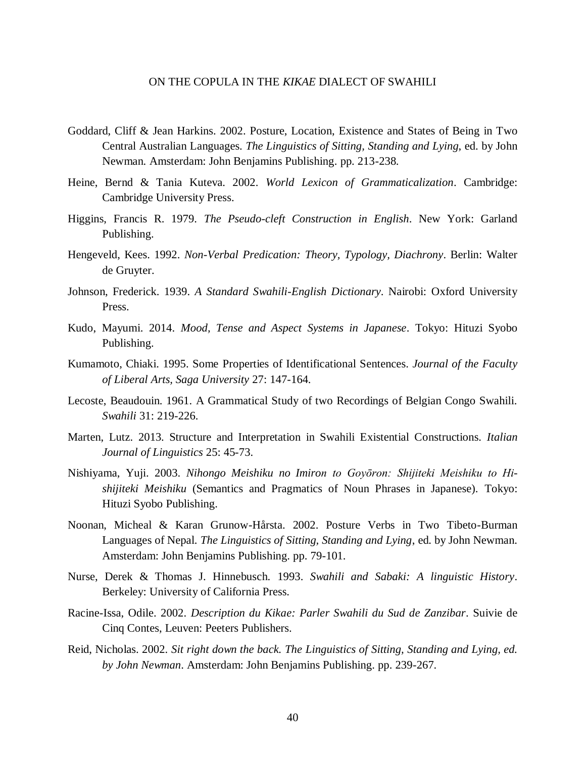Goddard, Cliff & Jean Harkins. 2002. Posture, Location, Existence and States of Being in Two Central Australian Languages. *The Linguistics of Sitting, Standing and Lying*, ed. by John Newman. Amsterdam: John Benjamins Publishing. pp. 213-238.

Heine, Bernd & Tania Kuteva. 2002. *World Lexicon of Grammaticalization*. Cambridge: Cambridge University Press.

Higgins, Francis R. 1979. *The Pseudo-cleft Construction in English*. New York: Garland Publishing.

Hengeveld, Kees. 1992. *Non-Verbal Predication: Theory, Typology, Diachrony*. Berlin: Walter de Gruyter.

Johnson, Frederick. 1939. *A Standard Swahili-English Dictionary*. Nairobi: Oxford University Press.

Kudo, Mayumi. 2014. *Mood, Tense and Aspect Systems in Japanese*. Tokyo: Hituzi Syobo Publishing.

Kumamoto, Chiaki. 1995. Some Properties of Identificational Sentences. *Journal of the Faculty of Liberal Arts, Saga University* 27: 147-164.

Lecoste, Beaudouin. 1961. A Grammatical Study of two Recordings of Belgian Congo Swahili. *Swahili* 31: 219-226.

Marten, Lutz. 2013. Structure and Interpretation in Swahili Existential Constructions. *Italian Journal of Linguistics* 25: 45-73.

Nishiyama, Yuji. 2003. *Nihongo Meishiku no Imiron to Goyōron: Shijiteki Meishiku to Hi-shijiteki Meishiku* (Semantics and Pragmatics of Noun Phrases in Japanese). Tokyo: Hituzi Syobo Publishing.

Noonan, Micheal & Karan Grunow-Hårsta. 2002. Posture Verbs in Two Tibeto-Burman Languages of Nepal. *The Linguistics of Sitting, Standing and Lying*, ed. by John Newman. Amsterdam: John Benjamins Publishing. pp. 79-101.

Nurse, Derek & Thomas J. Hinnebusch. 1993. *Swahili and Sabaki: A linguistic History*. Berkeley: University of California Press.

Racine-Issa, Odile. 2002. *Description du Kikae: Parler Swahili du Sud de Zanzibar*. Suivie de Cinq Contes, Leuven: Peeters Publishers.

Reid, Nicholas. 2002. *Sit right down the back. The Linguistics of Sitting, Standing and Lying, ed. by John Newman*. Amsterdam: John Benjamins Publishing. pp. 239-267.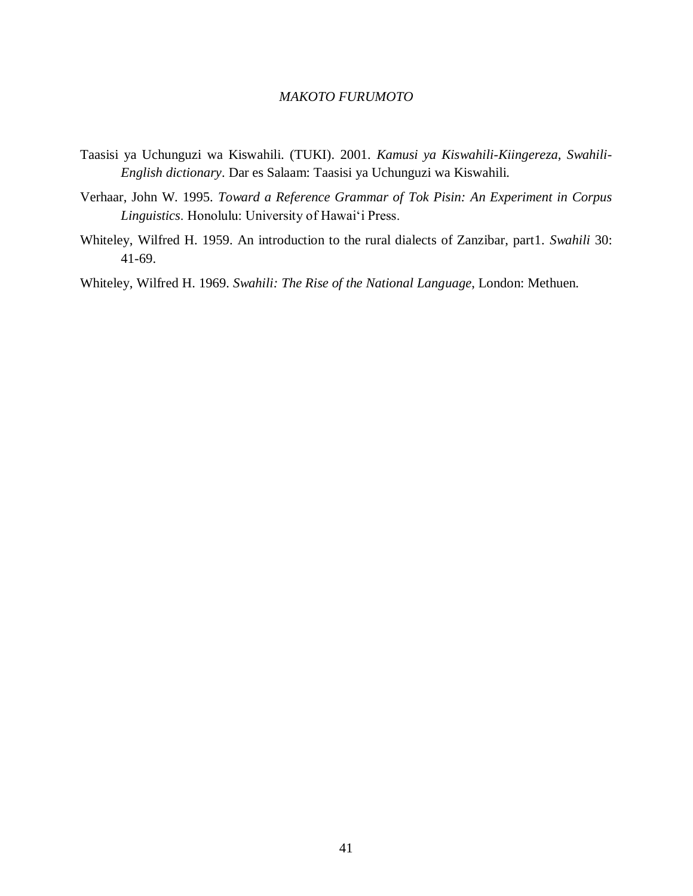Taasisi ya Uchunguzi wa Kiswahili. (TUKI). 2001. *Kamusi ya Kiswahili-Kiingereza, Swahili-English dictionary*. Dar es Salaam: Taasisi ya Uchunguzi wa Kiswahili.

Verhaar, John W. 1995. *Toward a Reference Grammar of Tok Pisin: An Experiment in Corpus Linguistics*. Honolulu: University of Hawai'i Press.

Whiteley, Wilfred H. 1959. An introduction to the rural dialects of Zanzibar, part1. *Swahili* 30: 41-69.

Whiteley, Wilfred H. 1969. *Swahili: The Rise of the National Language*, London: Methuen.